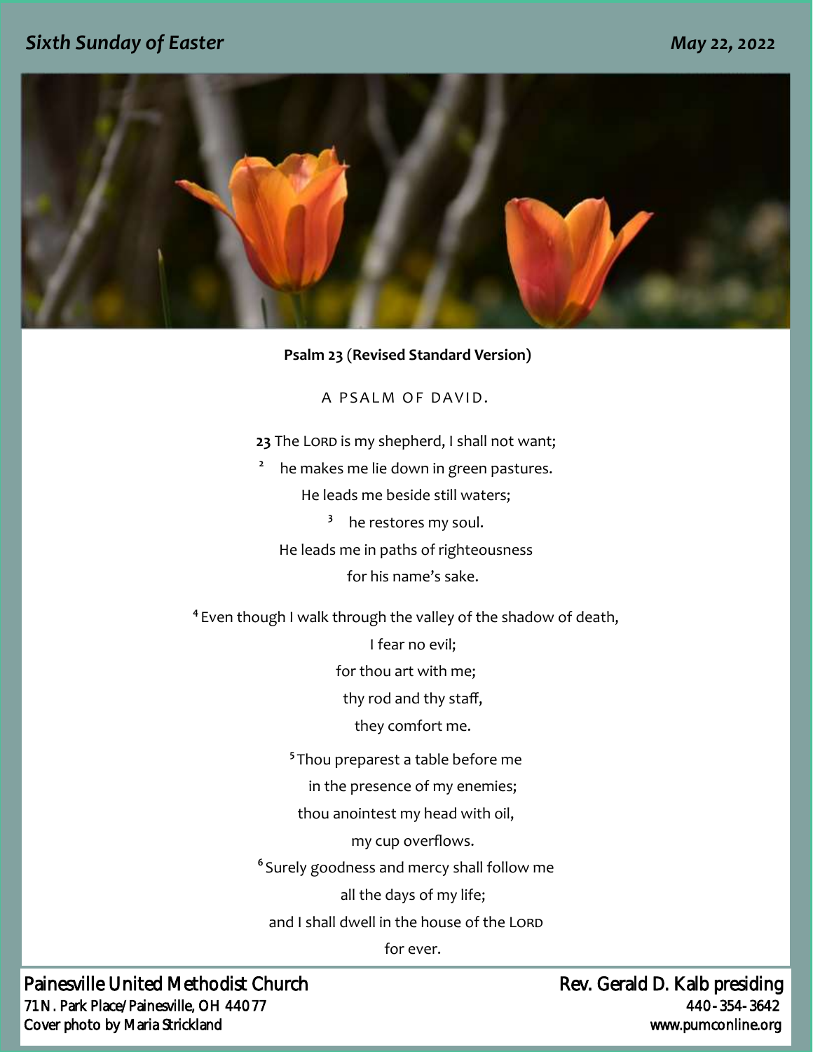*Sixth Sunday of Easter* *May 22, 2022*

**Psalm 23** (**Revised Standard Version**)

A PSALM OF DAVID.

**23** The LORD is my shepherd, I shall not want;
[2] he makes me lie down in green pastures.
He leads me beside still waters;
[3] he restores my soul.
He leads me in paths of righteousness
for his name's sake.

[4] Even though I walk through the valley of the shadow of death,
I fear no evil;
for thou art with me;
thy rod and thy staff,
they comfort me.

[5] Thou preparest a table before me
in the presence of my enemies;
thou anointest my head with oil,
my cup overflows.
[6] Surely goodness and mercy shall follow me
all the days of my life;
and I shall dwell in the house of the LORD
for ever.

Painesville United Methodist Church
71 N. Park Place/Painesville, OH 44077
Cover photo by Maria Strickland

Rev. Gerald D. Kalb presiding
440-354-3642
www.pumconline.org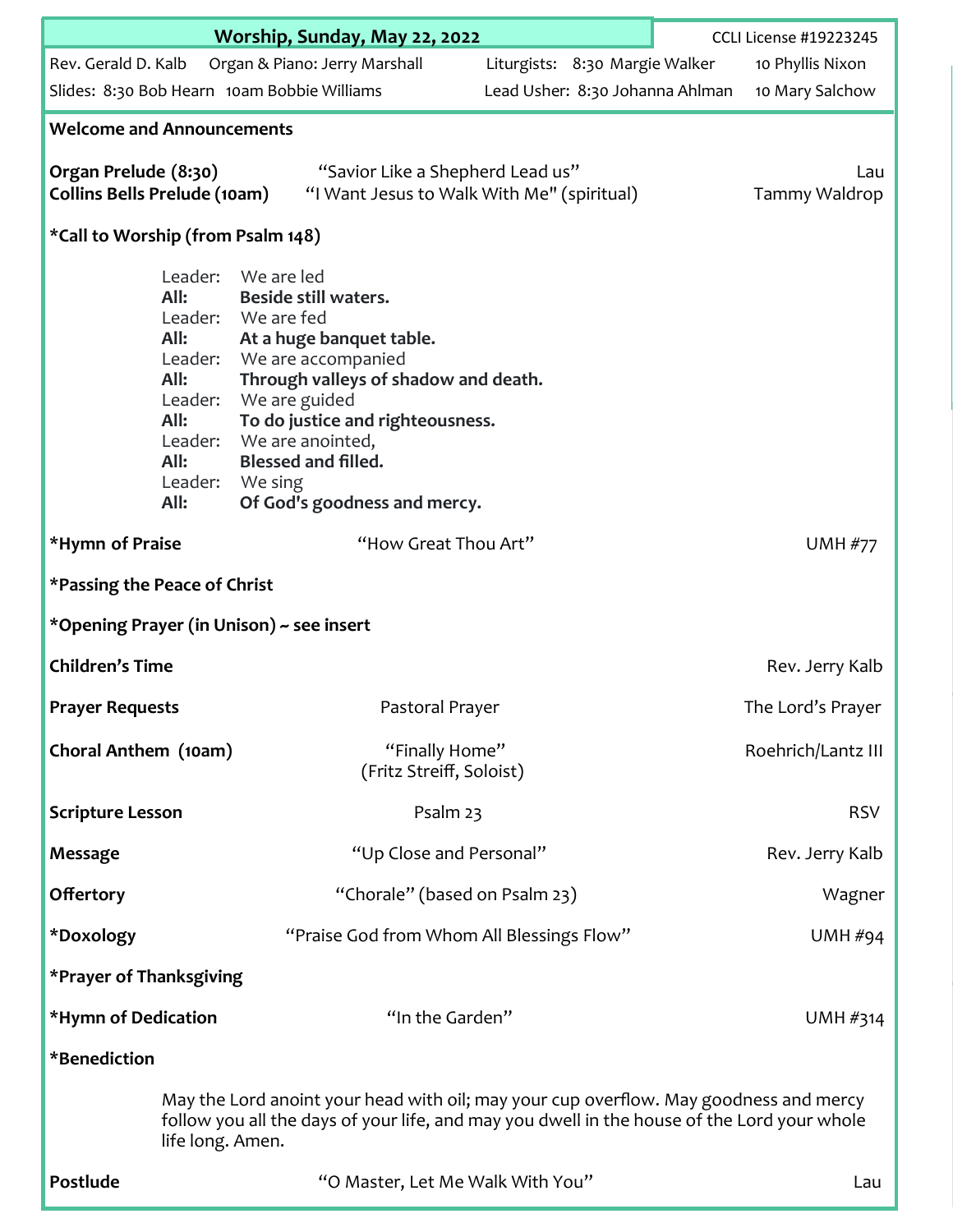## Worship, Sunday, May 22, 2022

CCLI License #19223245

Rev. Gerald D. Kalb   Organ & Piano: Jerry Marshall   Liturgists: 8:30 Margie Walker   10 Phyllis Nixon

Slides: 8:30 Bob Hearn   10am Bobbie Williams   Lead Usher: 8:30 Johanna Ahlman   10 Mary Salchow

**Welcome and Announcements**

**Organ Prelude (8:30)** “Savior Like a Shepherd Lead us” Lau

**Collins Bells Prelude (10am)** “I Want Jesus to Walk With Me" (spiritual) Tammy Waldrop

**\*Call to Worship (from Psalm 148)**

Leader: We are led
**All: Beside still waters.**
Leader: We are fed
**All: At a huge banquet table.**
Leader: We are accompanied
**All: Through valleys of shadow and death.**
Leader: We are guided
**All: To do justice and righteousness.**
Leader: We are anointed,
**All: Blessed and filled.**
Leader: We sing
**All: Of God's goodness and mercy.**

**\*Hymn of Praise** “How Great Thou Art” UMH #77

**\*Passing the Peace of Christ**

**\*Opening Prayer (in Unison) ~ see insert**

**Children’s Time** Rev. Jerry Kalb

**Prayer Requests** Pastoral Prayer The Lord’s Prayer

**Choral Anthem (10am)** “Finally Home” (Fritz Streiff, Soloist) Roehrich/Lantz III

**Scripture Lesson** Psalm 23 RSV

**Message** “Up Close and Personal” Rev. Jerry Kalb

**Offertory** “Chorale” (based on Psalm 23) Wagner

**\*Doxology** “Praise God from Whom All Blessings Flow” UMH #94

**\*Prayer of Thanksgiving**

**\*Hymn of Dedication** “In the Garden” UMH #314

**\*Benediction**

May the Lord anoint your head with oil; may your cup overflow. May goodness and mercy follow you all the days of your life, and may you dwell in the house of the Lord your whole life long. Amen.

**Postlude** “O Master, Let Me Walk With You” Lau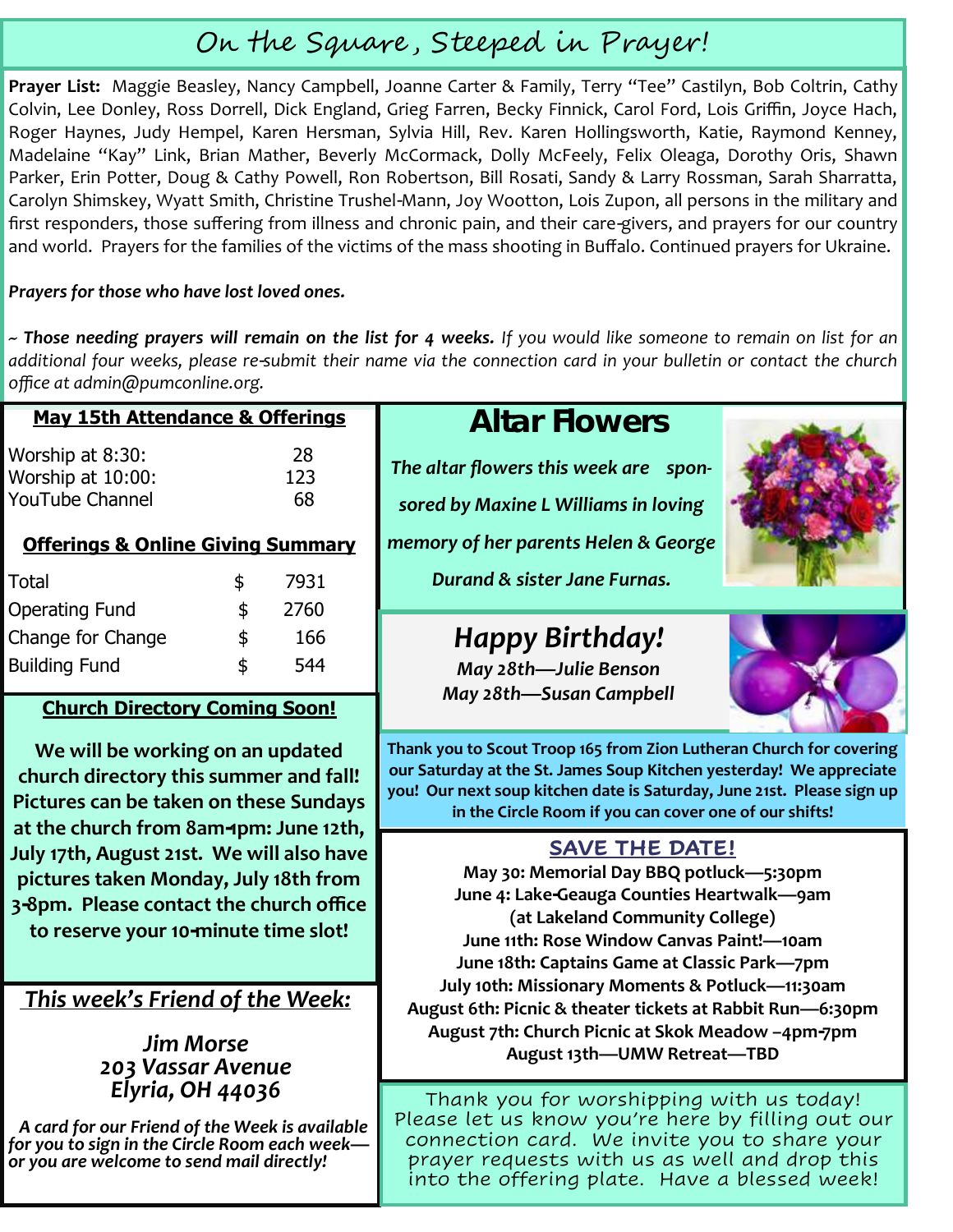# On the Square, Steeped in Prayer!

**Prayer List:** Maggie Beasley, Nancy Campbell, Joanne Carter & Family, Terry "Tee" Castilyn, Bob Coltrin, Cathy Colvin, Lee Donley, Ross Dorrell, Dick England, Grieg Farren, Becky Finnick, Carol Ford, Lois Griffin, Joyce Hach, Roger Haynes, Judy Hempel, Karen Hersman, Sylvia Hill, Rev. Karen Hollingsworth, Katie, Raymond Kenney, Madelaine "Kay" Link, Brian Mather, Beverly McCormack, Dolly McFeely, Felix Oleaga, Dorothy Oris, Shawn Parker, Erin Potter, Doug & Cathy Powell, Ron Robertson, Bill Rosati, Sandy & Larry Rossman, Sarah Sharratta, Carolyn Shimskey, Wyatt Smith, Christine Trushel-Mann, Joy Wootton, Lois Zupon, all persons in the military and first responders, those suffering from illness and chronic pain, and their care-givers, and prayers for our country and world. Prayers for the families of the victims of the mass shooting in Buffalo. Continued prayers for Ukraine.

***Prayers for those who have lost loved ones.***

*~ **Those needing prayers will remain on the list for 4 weeks.** If you would like someone to remain on list for an additional four weeks, please re-submit their name via the connection card in your bulletin or contact the church office at admin@pumconline.org.*

## May 15th Attendance & Offerings

| | |
|---|---|
| Worship at 8:30: | 28 |
| Worship at 10:00: | 123 |
| YouTube Channel | 68 |

## Offerings & Online Giving Summary

| | | |
|---|---|---|
| Total | $ | 7931 |
| Operating Fund | $ | 2760 |
| Change for Change | $ | 166 |
| Building Fund | $ | 544 |

## Church Directory Coming Soon!

**We will be working on an updated church directory this summer and fall! Pictures can be taken on these Sundays at the church from 8am-1pm: June 12th, July 17th, August 21st. We will also have pictures taken Monday, July 18th from 3-8pm. Please contact the church office to reserve your 10-minute time slot!**

## *This week's Friend of the Week:*

***Jim Morse***
***203 Vassar Avenue***
***Elyria, OH 44036***

***A card for our Friend of the Week is available for you to sign in the Circle Room each week— or you are welcome to send mail directly!***

## Altar Flowers

***The altar flowers this week are sponsored by Maxine L Williams in loving memory of her parents Helen & George Durand & sister Jane Furnas.***

## *Happy Birthday!*

***May 28th—Julie Benson***
***May 28th—Susan Campbell***

**Thank you to Scout Troop 165 from Zion Lutheran Church for covering our Saturday at the St. James Soup Kitchen yesterday! We appreciate you! Our next soup kitchen date is Saturday, June 21st. Please sign up in the Circle Room if you can cover one of our shifts!**

## SAVE THE DATE!

**May 30: Memorial Day BBQ potluck—5:30pm**
**June 4: Lake-Geauga Counties Heartwalk—9am (at Lakeland Community College)**
**June 11th: Rose Window Canvas Paint!—10am**
**June 18th: Captains Game at Classic Park—7pm**
**July 10th: Missionary Moments & Potluck—11:30am**
**August 6th: Picnic & theater tickets at Rabbit Run—6:30pm**
**August 7th: Church Picnic at Skok Meadow –4pm-7pm**
**August 13th—UMW Retreat—TBD**

Thank you for worshipping with us today! Please let us know you're here by filling out our connection card. We invite you to share your prayer requests with us as well and drop this into the offering plate. Have a blessed week!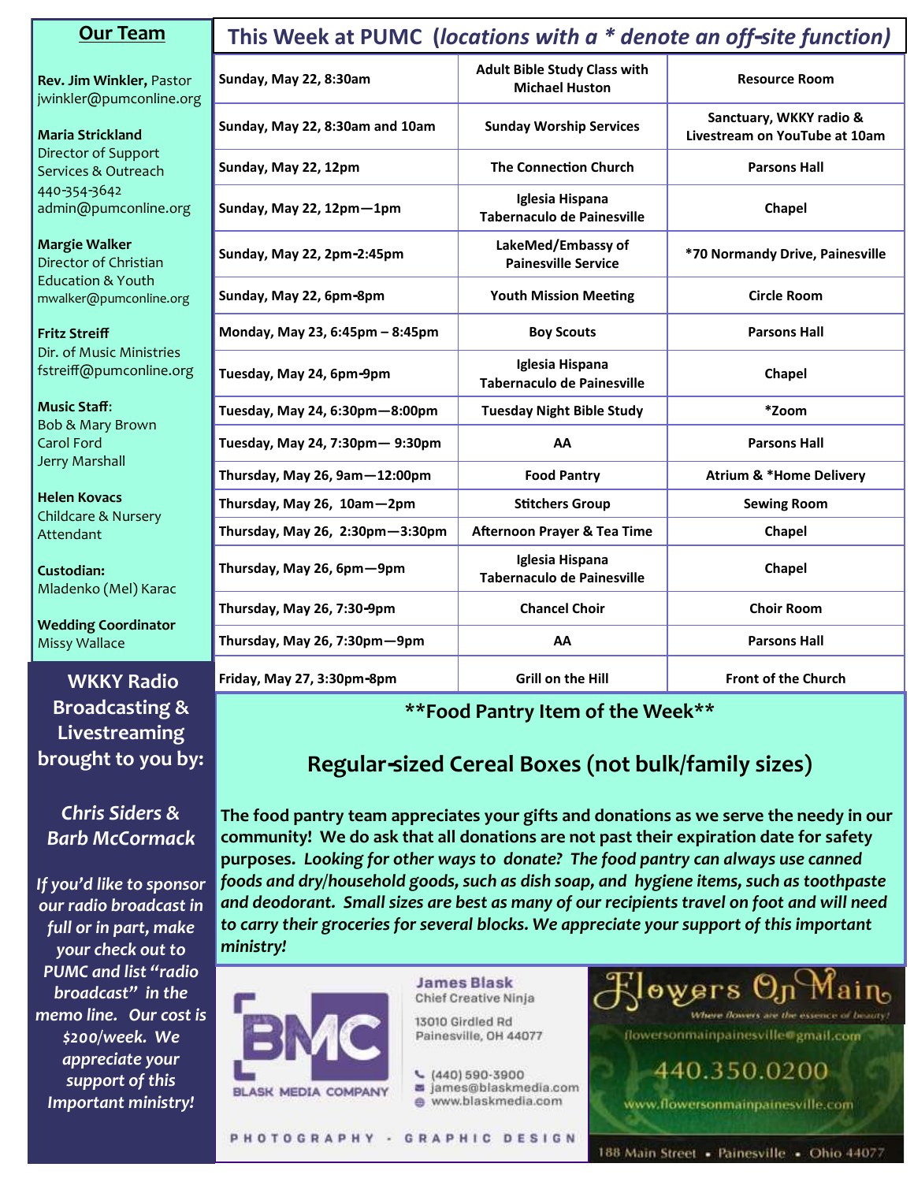## Our Team

**Rev. Jim Winkler,** Pastor
jwinkler@pumconline.org

**Maria Strickland**
Director of Support Services & Outreach
440-354-3642
admin@pumconline.org

**Margie Walker**
Director of Christian Education & Youth
mwalker@pumconline.org

**Fritz Streiff**
Dir. of Music Ministries
fstreiff@pumconline.org

**Music Staff**:
Bob & Mary Brown
Carol Ford
Jerry Marshall

**Helen Kovacs**
Childcare & Nursery Attendant

**Custodian:**
Mladenko (Mel) Karac

**Wedding Coordinator**
Missy Wallace

**WKKY Radio Broadcasting & Livestreaming brought to you by:**

***Chris Siders & Barb McCormack***

***If you'd like to sponsor our radio broadcast in full or in part, make your check out to PUMC and list "radio broadcast" in the memo line. Our cost is $200/week. We appreciate your support of this Important ministry!***

## This Week at PUMC (*locations with a * denote an off-site function)*

| | | |
|---|---|---|
| Sunday, May 22, 8:30am | Adult Bible Study Class with Michael Huston | Resource Room |
| Sunday, May 22, 8:30am and 10am | Sunday Worship Services | Sanctuary, WKKY radio & Livestream on YouTube at 10am |
| Sunday, May 22, 12pm | The Connection Church | Parsons Hall |
| Sunday, May 22, 12pm—1pm | Iglesia Hispana Tabernaculo de Painesville | Chapel |
| Sunday, May 22, 2pm-2:45pm | LakeMed/Embassy of Painesville Service | *70 Normandy Drive, Painesville |
| Sunday, May 22, 6pm-8pm | Youth Mission Meeting | Circle Room |
| Monday, May 23, 6:45pm – 8:45pm | Boy Scouts | Parsons Hall |
| Tuesday, May 24, 6pm-9pm | Iglesia Hispana Tabernaculo de Painesville | Chapel |
| Tuesday, May 24, 6:30pm—8:00pm | Tuesday Night Bible Study | *Zoom |
| Tuesday, May 24, 7:30pm— 9:30pm | AA | Parsons Hall |
| Thursday, May 26, 9am—12:00pm | Food Pantry | Atrium & *Home Delivery |
| Thursday, May 26, 10am—2pm | Stitchers Group | Sewing Room |
| Thursday, May 26, 2:30pm—3:30pm | Afternoon Prayer & Tea Time | Chapel |
| Thursday, May 26, 6pm—9pm | Iglesia Hispana Tabernaculo de Painesville | Chapel |
| Thursday, May 26, 7:30-9pm | Chancel Choir | Choir Room |
| Thursday, May 26, 7:30pm—9pm | AA | Parsons Hall |
| Friday, May 27, 3:30pm-8pm | Grill on the Hill | Front of the Church |

**\*\*Food Pantry Item of the Week\*\***

## Regular-sized Cereal Boxes (not bulk/family sizes)

**The food pantry team appreciates your gifts and donations as we serve the needy in our community! We do ask that all donations are not past their expiration date for safety purposes.** ***Looking for other ways to donate? The food pantry can always use canned foods and dry/household goods, such as dish soap, and hygiene items, such as toothpaste and deodorant. Small sizes are best as many of our recipients travel on foot and will need to carry their groceries for several blocks. We appreciate your support of this important ministry!***

BMC
BLASK MEDIA COMPANY

**James Blask**
Chief Creative Ninja

13010 Girdled Rd
Painesville, OH 44077

(440) 590-3900
james@blaskmedia.com
www.blaskmedia.com

PHOTOGRAPHY - GRAPHIC DESIGN

Flowers On Main
*Where flowers are the essence of beauty!*
flowersonmainpainesville@gmail.com
440.350.0200
www.flowersonmainpainesville.com
188 Main Street • Painesville • Ohio 44077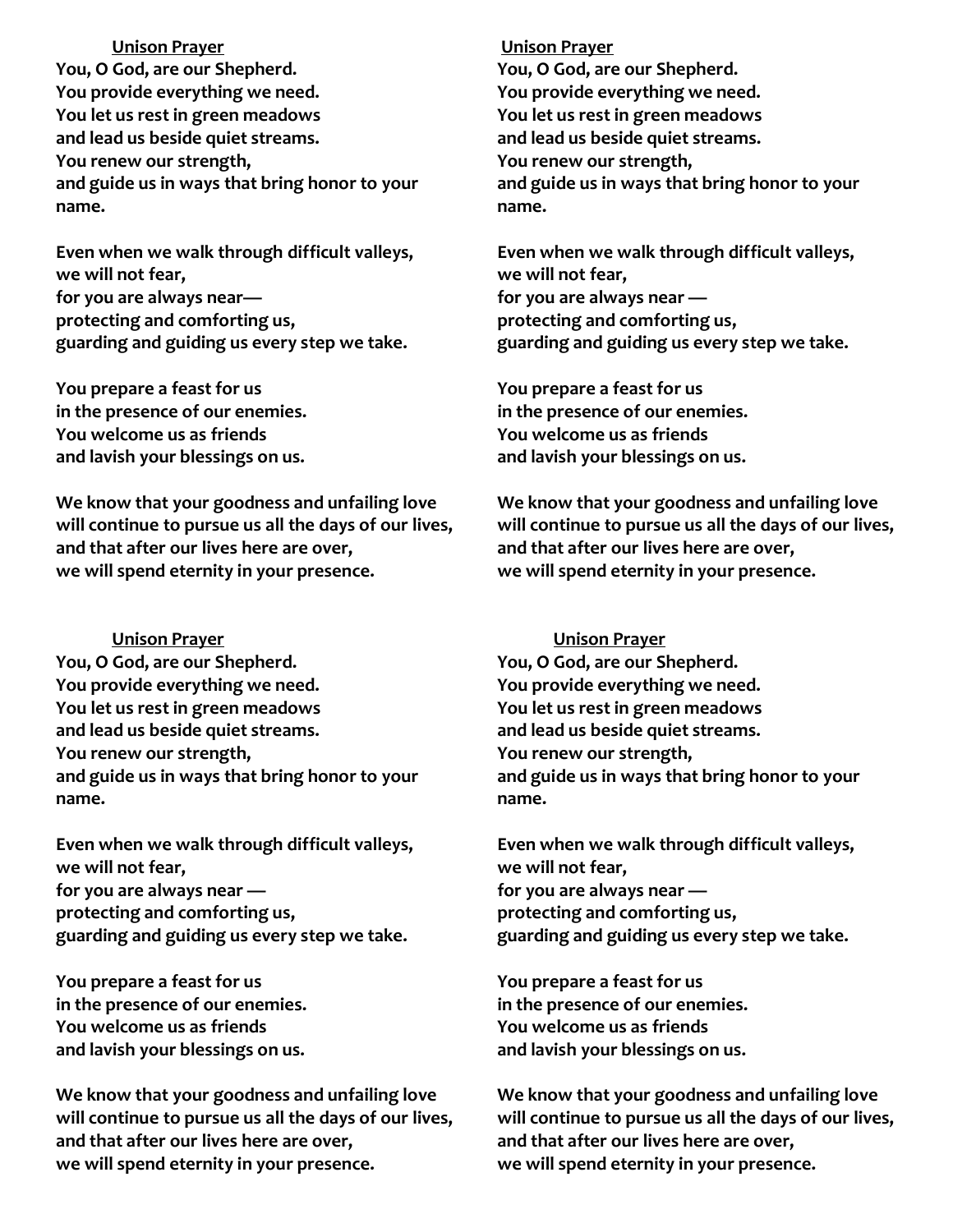**Unison Prayer**

**You, O God, are our Shepherd.**
**You provide everything we need.**
**You let us rest in green meadows**
**and lead us beside quiet streams.**
**You renew our strength,**
**and guide us in ways that bring honor to your name.**

**Even when we walk through difficult valleys,**
**we will not fear,**
**for you are always near—**
**protecting and comforting us,**
**guarding and guiding us every step we take.**

**You prepare a feast for us**
**in the presence of our enemies.**
**You welcome us as friends**
**and lavish your blessings on us.**

**We know that your goodness and unfailing love**
**will continue to pursue us all the days of our lives,**
**and that after our lives here are over,**
**we will spend eternity in your presence.**

**Unison Prayer**

**You, O God, are our Shepherd.**
**You provide everything we need.**
**You let us rest in green meadows**
**and lead us beside quiet streams.**
**You renew our strength,**
**and guide us in ways that bring honor to your name.**

**Even when we walk through difficult valleys,**
**we will not fear,**
**for you are always near —**
**protecting and comforting us,**
**guarding and guiding us every step we take.**

**You prepare a feast for us**
**in the presence of our enemies.**
**You welcome us as friends**
**and lavish your blessings on us.**

**We know that your goodness and unfailing love**
**will continue to pursue us all the days of our lives,**
**and that after our lives here are over,**
**we will spend eternity in your presence.**

**Unison Prayer**

**You, O God, are our Shepherd.**
**You provide everything we need.**
**You let us rest in green meadows**
**and lead us beside quiet streams.**
**You renew our strength,**
**and guide us in ways that bring honor to your name.**

**Even when we walk through difficult valleys,**
**we will not fear,**
**for you are always near —**
**protecting and comforting us,**
**guarding and guiding us every step we take.**

**You prepare a feast for us**
**in the presence of our enemies.**
**You welcome us as friends**
**and lavish your blessings on us.**

**We know that your goodness and unfailing love**
**will continue to pursue us all the days of our lives,**
**and that after our lives here are over,**
**we will spend eternity in your presence.**

**Unison Prayer**

**You, O God, are our Shepherd.**
**You provide everything we need.**
**You let us rest in green meadows**
**and lead us beside quiet streams.**
**You renew our strength,**
**and guide us in ways that bring honor to your name.**

**Even when we walk through difficult valleys,**
**we will not fear,**
**for you are always near —**
**protecting and comforting us,**
**guarding and guiding us every step we take.**

**You prepare a feast for us**
**in the presence of our enemies.**
**You welcome us as friends**
**and lavish your blessings on us.**

**We know that your goodness and unfailing love**
**will continue to pursue us all the days of our lives,**
**and that after our lives here are over,**
**we will spend eternity in your presence.**